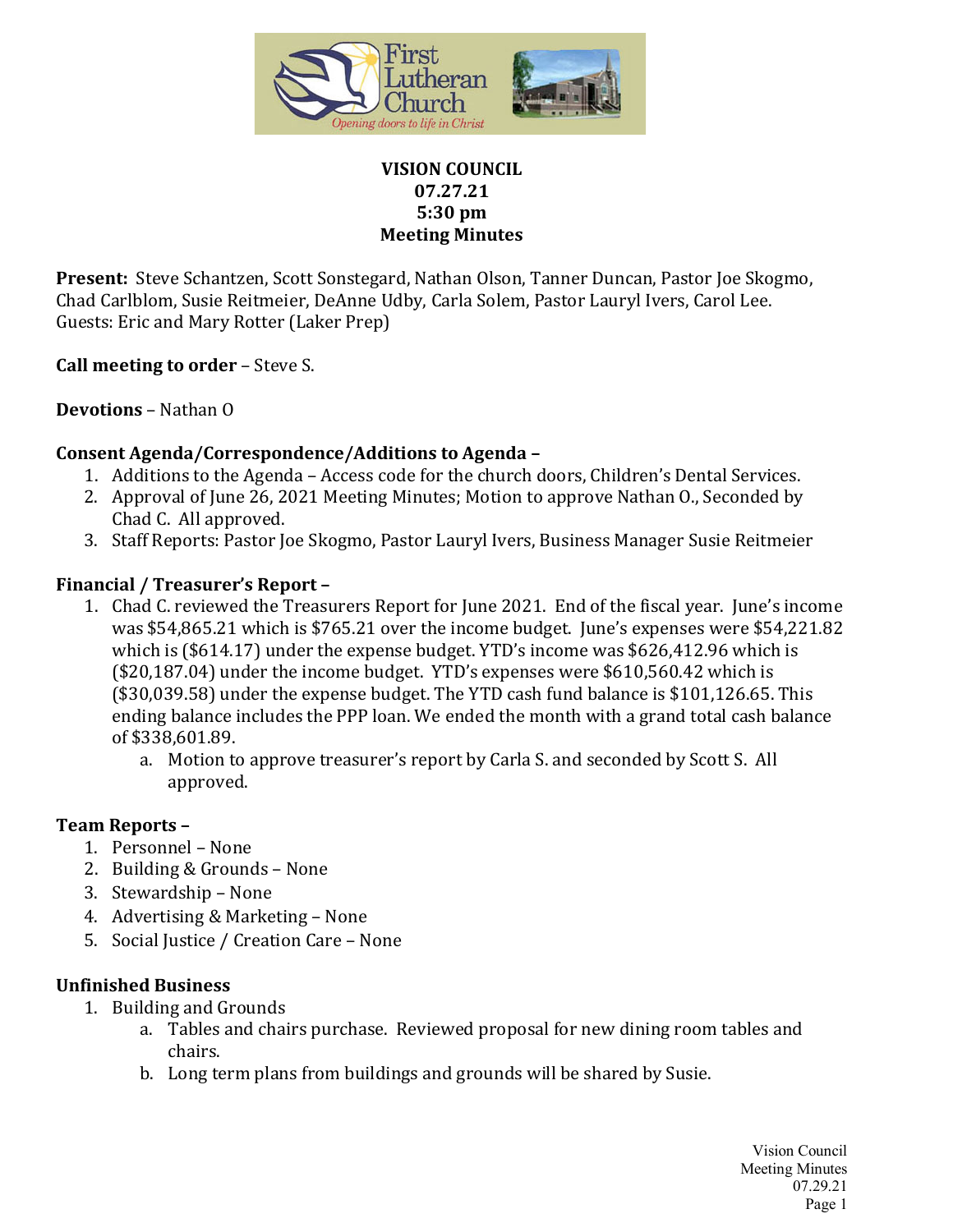**VISION COUNCIL**
**07.27.21**
**5:30 pm**
**Meeting Minutes**

**Present:** Steve Schantzen, Scott Sonstegard, Nathan Olson, Tanner Duncan, Pastor Joe Skogmo, Chad Carlblom, Susie Reitmeier, DeAnne Udby, Carla Solem, Pastor Lauryl Ivers, Carol Lee. Guests: Eric and Mary Rotter (Laker Prep)

**Call meeting to order** – Steve S.

**Devotions** – Nathan O

**Consent Agenda/Correspondence/Additions to Agenda –**

1. Additions to the Agenda – Access code for the church doors, Children's Dental Services.
2. Approval of June 26, 2021 Meeting Minutes; Motion to approve Nathan O., Seconded by Chad C. All approved.
3. Staff Reports: Pastor Joe Skogmo, Pastor Lauryl Ivers, Business Manager Susie Reitmeier

**Financial / Treasurer's Report –**

1. Chad C. reviewed the Treasurers Report for June 2021. End of the fiscal year. June's income was $54,865.21 which is $765.21 over the income budget. June's expenses were $54,221.82 which is ($614.17) under the expense budget. YTD's income was $626,412.96 which is ($20,187.04) under the income budget. YTD's expenses were $610,560.42 which is ($30,039.58) under the expense budget. The YTD cash fund balance is $101,126.65. This ending balance includes the PPP loan. We ended the month with a grand total cash balance of $338,601.89.
   a. Motion to approve treasurer's report by Carla S. and seconded by Scott S. All approved.

**Team Reports –**

1. Personnel – None
2. Building & Grounds – None
3. Stewardship – None
4. Advertising & Marketing – None
5. Social Justice / Creation Care – None

**Unfinished Business**

1. Building and Grounds
   a. Tables and chairs purchase. Reviewed proposal for new dining room tables and chairs.
   b. Long term plans from buildings and grounds will be shared by Susie.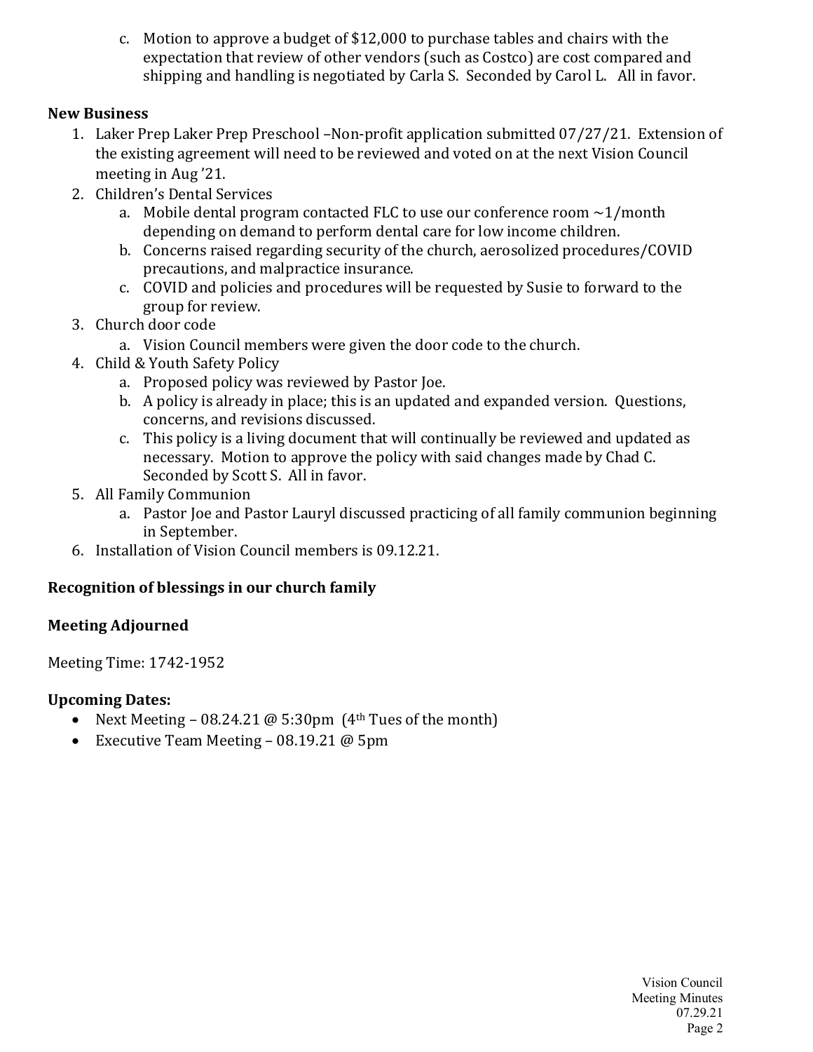c. Motion to approve a budget of $12,000 to purchase tables and chairs with the expectation that review of other vendors (such as Costco) are cost compared and shipping and handling is negotiated by Carla S. Seconded by Carol L. All in favor.

**New Business**

1. Laker Prep Laker Prep Preschool –Non-profit application submitted 07/27/21. Extension of the existing agreement will need to be reviewed and voted on at the next Vision Council meeting in Aug '21.
2. Children's Dental Services
   a. Mobile dental program contacted FLC to use our conference room ~1/month depending on demand to perform dental care for low income children.
   b. Concerns raised regarding security of the church, aerosolized procedures/COVID precautions, and malpractice insurance.
   c. COVID and policies and procedures will be requested by Susie to forward to the group for review.
3. Church door code
   a. Vision Council members were given the door code to the church.
4. Child & Youth Safety Policy
   a. Proposed policy was reviewed by Pastor Joe.
   b. A policy is already in place; this is an updated and expanded version. Questions, concerns, and revisions discussed.
   c. This policy is a living document that will continually be reviewed and updated as necessary. Motion to approve the policy with said changes made by Chad C. Seconded by Scott S. All in favor.
5. All Family Communion
   a. Pastor Joe and Pastor Lauryl discussed practicing of all family communion beginning in September.
6. Installation of Vision Council members is 09.12.21.

**Recognition of blessings in our church family**

**Meeting Adjourned**

Meeting Time: 1742-1952

**Upcoming Dates:**

- Next Meeting – 08.24.21 @ 5:30pm (4th Tues of the month)
- Executive Team Meeting – 08.19.21 @ 5pm